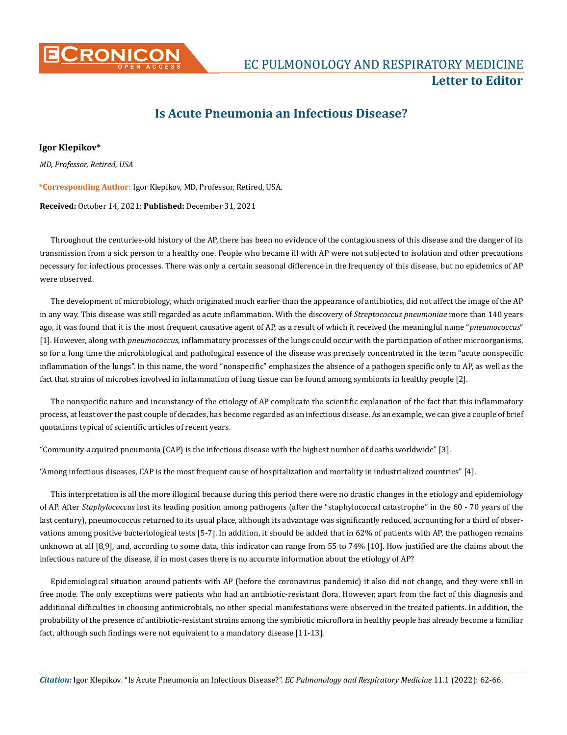Letter to Editor

# Is Acute Pneumonia an Infectious Disease?

**Igor Klepikov***

*MD, Professor, Retired, USA*

***Corresponding Author**: Igor Klepikov, MD, Professor, Retired, USA.

**Received:** October 14, 2021; **Published:** December 31, 2021

Throughout the centuries-old history of the AP, there has been no evidence of the contagiousness of this disease and the danger of its transmission from a sick person to a healthy one. People who became ill with AP were not subjected to isolation and other precautions necessary for infectious processes. There was only a certain seasonal difference in the frequency of this disease, but no epidemics of AP were observed.

The development of microbiology, which originated much earlier than the appearance of antibiotics, did not affect the image of the AP in any way. This disease was still regarded as acute inflammation. With the discovery of *Streptococcus pneumoniae* more than 140 years ago, it was found that it is the most frequent causative agent of AP, as a result of which it received the meaningful name "*pneumococcus*" [1]. However, along with *pneumococcus*, inflammatory processes of the lungs could occur with the participation of other microorganisms, so for a long time the microbiological and pathological essence of the disease was precisely concentrated in the term "acute nonspecific inflammation of the lungs". In this name, the word "nonspecific" emphasizes the absence of a pathogen specific only to AP, as well as the fact that strains of microbes involved in inflammation of lung tissue can be found among symbionts in healthy people [2].

The nonspecific nature and inconstancy of the etiology of AP complicate the scientific explanation of the fact that this inflammatory process, at least over the past couple of decades, has become regarded as an infectious disease. As an example, we can give a couple of brief quotations typical of scientific articles of recent years.

"Community-acquired pneumonia (CAP) is the infectious disease with the highest number of deaths worldwide" [3].

"Among infectious diseases, CAP is the most frequent cause of hospitalization and mortality in industrialized countries" [4].

This interpretation is all the more illogical because during this period there were no drastic changes in the etiology and epidemiology of AP. After *Staphylococcus* lost its leading position among pathogens (after the "staphylococcal catastrophe" in the 60 - 70 years of the last century), pneumococcus returned to its usual place, although its advantage was significantly reduced, accounting for a third of observations among positive bacteriological tests [5-7]. In addition, it should be added that in 62% of patients with AP, the pathogen remains unknown at all [8,9], and, according to some data, this indicator can range from 55 to 74% [10]. How justified are the claims about the infectious nature of the disease, if in most cases there is no accurate information about the etiology of AP?

Epidemiological situation around patients with AP (before the coronavirus pandemic) it also did not change, and they were still in free mode. The only exceptions were patients who had an antibiotic-resistant flora. However, apart from the fact of this diagnosis and additional difficulties in choosing antimicrobials, no other special manifestations were observed in the treated patients. In addition, the probability of the presence of antibiotic-resistant strains among the symbiotic microflora in healthy people has already become a familiar fact, although such findings were not equivalent to a mandatory disease [11-13].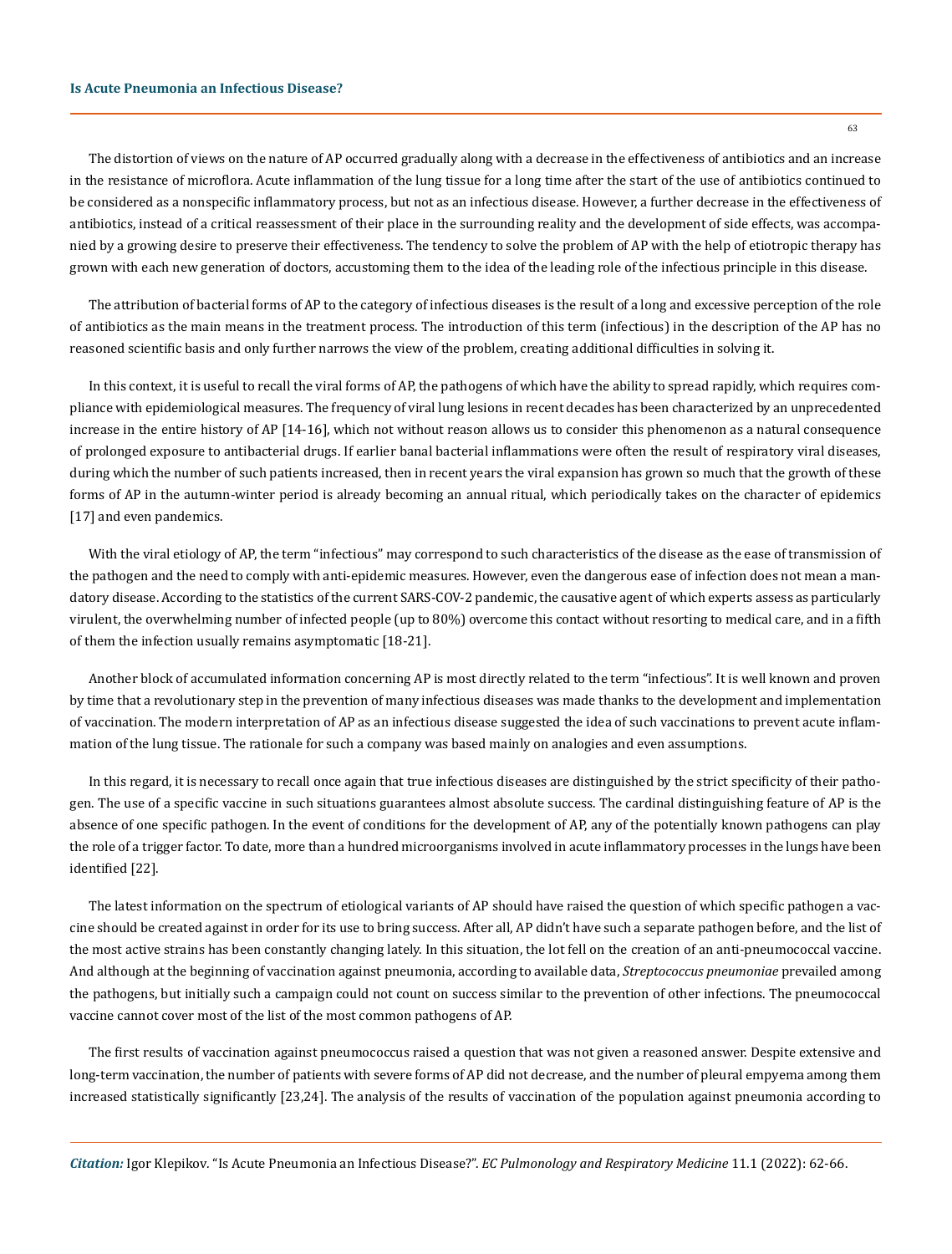The distortion of views on the nature of AP occurred gradually along with a decrease in the effectiveness of antibiotics and an increase in the resistance of microflora. Acute inflammation of the lung tissue for a long time after the start of the use of antibiotics continued to be considered as a nonspecific inflammatory process, but not as an infectious disease. However, a further decrease in the effectiveness of antibiotics, instead of a critical reassessment of their place in the surrounding reality and the development of side effects, was accompanied by a growing desire to preserve their effectiveness. The tendency to solve the problem of AP with the help of etiotropic therapy has grown with each new generation of doctors, accustoming them to the idea of the leading role of the infectious principle in this disease.

The attribution of bacterial forms of AP to the category of infectious diseases is the result of a long and excessive perception of the role of antibiotics as the main means in the treatment process. The introduction of this term (infectious) in the description of the AP has no reasoned scientific basis and only further narrows the view of the problem, creating additional difficulties in solving it.

In this context, it is useful to recall the viral forms of AP, the pathogens of which have the ability to spread rapidly, which requires compliance with epidemiological measures. The frequency of viral lung lesions in recent decades has been characterized by an unprecedented increase in the entire history of AP [14-16], which not without reason allows us to consider this phenomenon as a natural consequence of prolonged exposure to antibacterial drugs. If earlier banal bacterial inflammations were often the result of respiratory viral diseases, during which the number of such patients increased, then in recent years the viral expansion has grown so much that the growth of these forms of AP in the autumn-winter period is already becoming an annual ritual, which periodically takes on the character of epidemics [17] and even pandemics.

With the viral etiology of AP, the term "infectious" may correspond to such characteristics of the disease as the ease of transmission of the pathogen and the need to comply with anti-epidemic measures. However, even the dangerous ease of infection does not mean a mandatory disease. According to the statistics of the current SARS-COV-2 pandemic, the causative agent of which experts assess as particularly virulent, the overwhelming number of infected people (up to 80%) overcome this contact without resorting to medical care, and in a fifth of them the infection usually remains asymptomatic [18-21].

Another block of accumulated information concerning AP is most directly related to the term "infectious". It is well known and proven by time that a revolutionary step in the prevention of many infectious diseases was made thanks to the development and implementation of vaccination. The modern interpretation of AP as an infectious disease suggested the idea of such vaccinations to prevent acute inflammation of the lung tissue. The rationale for such a company was based mainly on analogies and even assumptions.

In this regard, it is necessary to recall once again that true infectious diseases are distinguished by the strict specificity of their pathogen. The use of a specific vaccine in such situations guarantees almost absolute success. The cardinal distinguishing feature of AP is the absence of one specific pathogen. In the event of conditions for the development of AP, any of the potentially known pathogens can play the role of a trigger factor. To date, more than a hundred microorganisms involved in acute inflammatory processes in the lungs have been identified [22].

The latest information on the spectrum of etiological variants of AP should have raised the question of which specific pathogen a vaccine should be created against in order for its use to bring success. After all, AP didn't have such a separate pathogen before, and the list of the most active strains has been constantly changing lately. In this situation, the lot fell on the creation of an anti-pneumococcal vaccine. And although at the beginning of vaccination against pneumonia, according to available data, *Streptococcus pneumoniae* prevailed among the pathogens, but initially such a campaign could not count on success similar to the prevention of other infections. The pneumococcal vaccine cannot cover most of the list of the most common pathogens of AP.

The first results of vaccination against pneumococcus raised a question that was not given a reasoned answer. Despite extensive and long-term vaccination, the number of patients with severe forms of AP did not decrease, and the number of pleural empyema among them increased statistically significantly [23,24]. The analysis of the results of vaccination of the population against pneumonia according to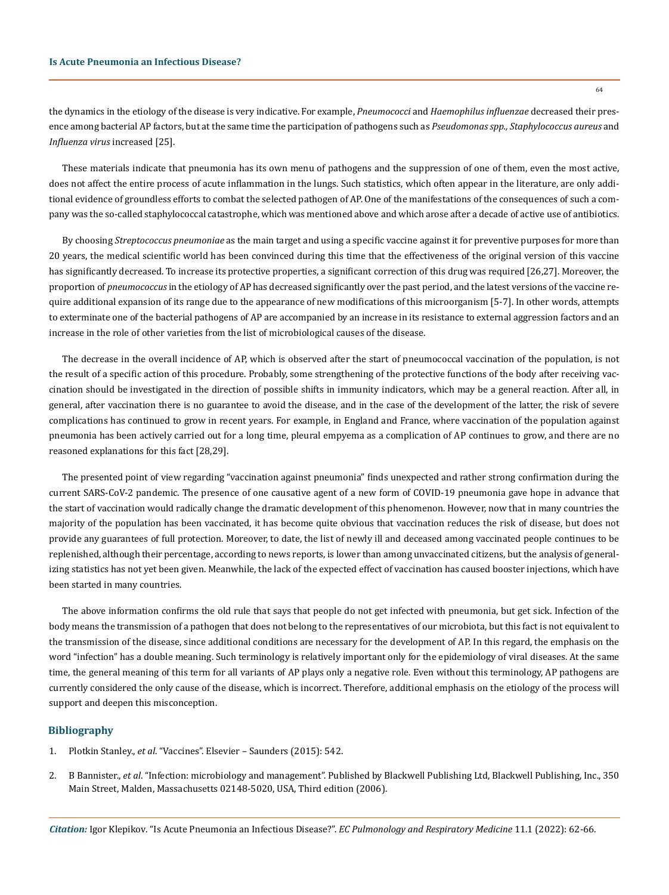the dynamics in the etiology of the disease is very indicative. For example, *Pneumococci* and *Haemophilus influenzae* decreased their presence among bacterial AP factors, but at the same time the participation of pathogens such as *Pseudomonas spp., Staphylococcus aureus* and *Influenza virus* increased [25].

These materials indicate that pneumonia has its own menu of pathogens and the suppression of one of them, even the most active, does not affect the entire process of acute inflammation in the lungs. Such statistics, which often appear in the literature, are only additional evidence of groundless efforts to combat the selected pathogen of AP. One of the manifestations of the consequences of such a company was the so-called staphylococcal catastrophe, which was mentioned above and which arose after a decade of active use of antibiotics.

By choosing *Streptococcus pneumoniae* as the main target and using a specific vaccine against it for preventive purposes for more than 20 years, the medical scientific world has been convinced during this time that the effectiveness of the original version of this vaccine has significantly decreased. To increase its protective properties, a significant correction of this drug was required [26,27]. Moreover, the proportion of *pneumococcus* in the etiology of AP has decreased significantly over the past period, and the latest versions of the vaccine require additional expansion of its range due to the appearance of new modifications of this microorganism [5-7]. In other words, attempts to exterminate one of the bacterial pathogens of AP are accompanied by an increase in its resistance to external aggression factors and an increase in the role of other varieties from the list of microbiological causes of the disease.

The decrease in the overall incidence of AP, which is observed after the start of pneumococcal vaccination of the population, is not the result of a specific action of this procedure. Probably, some strengthening of the protective functions of the body after receiving vaccination should be investigated in the direction of possible shifts in immunity indicators, which may be a general reaction. After all, in general, after vaccination there is no guarantee to avoid the disease, and in the case of the development of the latter, the risk of severe complications has continued to grow in recent years. For example, in England and France, where vaccination of the population against pneumonia has been actively carried out for a long time, pleural empyema as a complication of AP continues to grow, and there are no reasoned explanations for this fact [28,29].

The presented point of view regarding "vaccination against pneumonia" finds unexpected and rather strong confirmation during the current SARS-CoV-2 pandemic. The presence of one causative agent of a new form of COVID-19 pneumonia gave hope in advance that the start of vaccination would radically change the dramatic development of this phenomenon. However, now that in many countries the majority of the population has been vaccinated, it has become quite obvious that vaccination reduces the risk of disease, but does not provide any guarantees of full protection. Moreover, to date, the list of newly ill and deceased among vaccinated people continues to be replenished, although their percentage, according to news reports, is lower than among unvaccinated citizens, but the analysis of generalizing statistics has not yet been given. Meanwhile, the lack of the expected effect of vaccination has caused booster injections, which have been started in many countries.

The above information confirms the old rule that says that people do not get infected with pneumonia, but get sick. Infection of the body means the transmission of a pathogen that does not belong to the representatives of our microbiota, but this fact is not equivalent to the transmission of the disease, since additional conditions are necessary for the development of AP. In this regard, the emphasis on the word "infection" has a double meaning. Such terminology is relatively important only for the epidemiology of viral diseases. At the same time, the general meaning of this term for all variants of AP plays only a negative role. Even without this terminology, AP pathogens are currently considered the only cause of the disease, which is incorrect. Therefore, additional emphasis on the etiology of the process will support and deepen this misconception.

## Bibliography

1. Plotkin Stanley., *et al*. "Vaccines". Elsevier – Saunders (2015): 542.
2. B Bannister., *et al*. "Infection: microbiology and management". Published by Blackwell Publishing Ltd, Blackwell Publishing, Inc., 350 Main Street, Malden, Massachusetts 02148-5020, USA, Third edition (2006).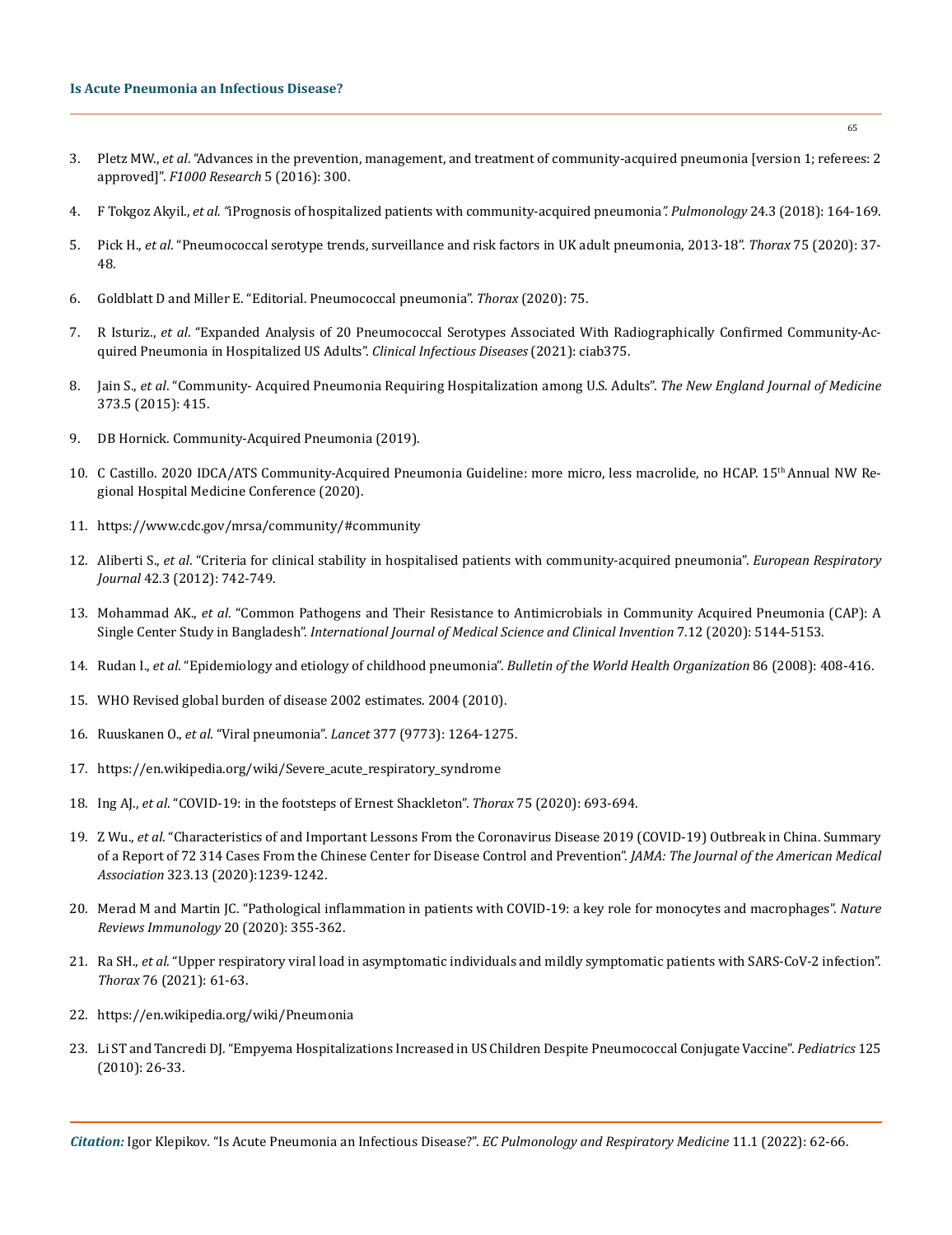3. Pletz MW., *et al*. "Advances in the prevention, management, and treatment of community-acquired pneumonia [version 1; referees: 2 approved]". *F1000 Research* 5 (2016): 300.

4. F Tokgoz Akyil., *et al.* "iPrognosis of hospitalized patients with community-acquired pneumonia". *Pulmonology* 24.3 (2018): 164-169.

5. Pick H., *et al*. "Pneumococcal serotype trends, surveillance and risk factors in UK adult pneumonia, 2013-18". *Thorax* 75 (2020): 37-48.

6. Goldblatt D and Miller E. "Editorial. Pneumococcal pneumonia". *Thorax* (2020): 75.

7. R Isturiz., *et al*. "Expanded Analysis of 20 Pneumococcal Serotypes Associated With Radiographically Confirmed Community-Acquired Pneumonia in Hospitalized US Adults". *Clinical Infectious Diseases* (2021): ciab375.

8. Jain S., *et al*. "Community- Acquired Pneumonia Requiring Hospitalization among U.S. Adults". *The New England Journal of Medicine* 373.5 (2015): 415.

9. DB Hornick. Community-Acquired Pneumonia (2019).

10. C Castillo. 2020 IDCA/ATS Community-Acquired Pneumonia Guideline: more micro, less macrolide, no HCAP. 15th Annual NW Regional Hospital Medicine Conference (2020).

11. https://www.cdc.gov/mrsa/community/#community

12. Aliberti S., *et al*. "Criteria for clinical stability in hospitalised patients with community-acquired pneumonia". *European Respiratory Journal* 42.3 (2012): 742-749.

13. Mohammad AK., *et al*. "Common Pathogens and Their Resistance to Antimicrobials in Community Acquired Pneumonia (CAP): A Single Center Study in Bangladesh". *International Journal of Medical Science and Clinical Invention* 7.12 (2020): 5144-5153.

14. Rudan I., *et al*. "Epidemiology and etiology of childhood pneumonia". *Bulletin of the World Health Organization* 86 (2008): 408-416.

15. WHO Revised global burden of disease 2002 estimates. 2004 (2010).

16. Ruuskanen O., *et al*. "Viral pneumonia". *Lancet* 377 (9773): 1264-1275.

17. https://en.wikipedia.org/wiki/Severe_acute_respiratory_syndrome

18. Ing AJ., *et al*. "COVID-19: in the footsteps of Ernest Shackleton". *Thorax* 75 (2020): 693-694.

19. Z Wu., *et al*. "Characteristics of and Important Lessons From the Coronavirus Disease 2019 (COVID-19) Outbreak in China. Summary of a Report of 72 314 Cases From the Chinese Center for Disease Control and Prevention". *JAMA: The Journal of the American Medical Association* 323.13 (2020):1239-1242.

20. Merad M and Martin JC. "Pathological inflammation in patients with COVID-19: a key role for monocytes and macrophages". *Nature Reviews Immunology* 20 (2020): 355-362.

21. Ra SH., *et al*. "Upper respiratory viral load in asymptomatic individuals and mildly symptomatic patients with SARS-CoV-2 infection". *Thorax* 76 (2021): 61-63.

22. https://en.wikipedia.org/wiki/Pneumonia

23. Li ST and Tancredi DJ. "Empyema Hospitalizations Increased in US Children Despite Pneumococcal Conjugate Vaccine". *Pediatrics* 125 (2010): 26-33.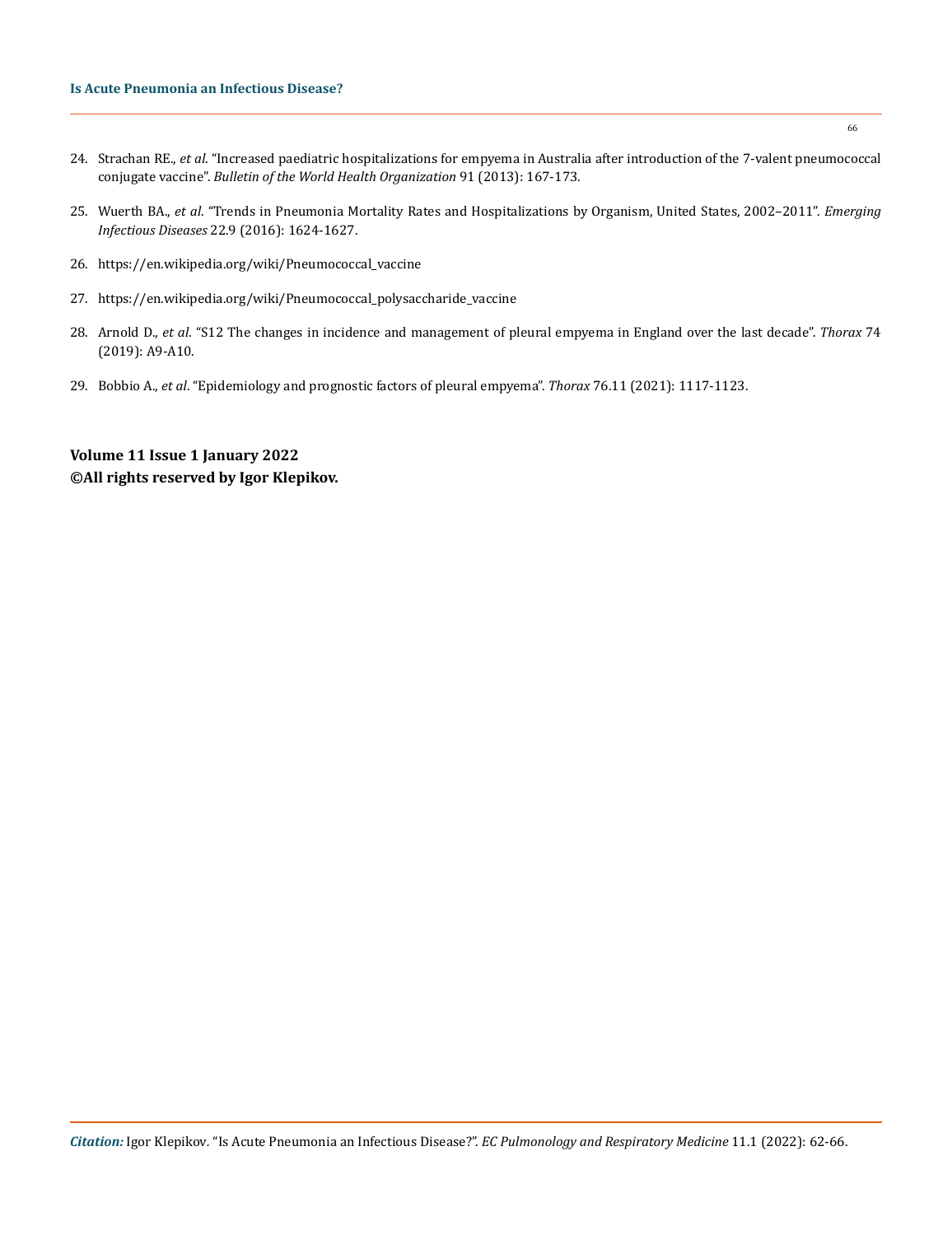24. Strachan RE., *et al*. "Increased paediatric hospitalizations for empyema in Australia after introduction of the 7-valent pneumococcal conjugate vaccine". *Bulletin of the World Health Organization* 91 (2013): 167-173.

25. Wuerth BA., *et al*. "Trends in Pneumonia Mortality Rates and Hospitalizations by Organism, United States, 2002–2011". *Emerging Infectious Diseases* 22.9 (2016): 1624-1627.

26. https://en.wikipedia.org/wiki/Pneumococcal_vaccine

27. https://en.wikipedia.org/wiki/Pneumococcal_polysaccharide_vaccine

28. Arnold D., *et al*. "S12 The changes in incidence and management of pleural empyema in England over the last decade". *Thorax* 74 (2019): A9-A10.

29. Bobbio A., *et al*. "Epidemiology and prognostic factors of pleural empyema". *Thorax* 76.11 (2021): 1117-1123.

**Volume 11 Issue 1 January 2022**
**©All rights reserved by Igor Klepikov.**